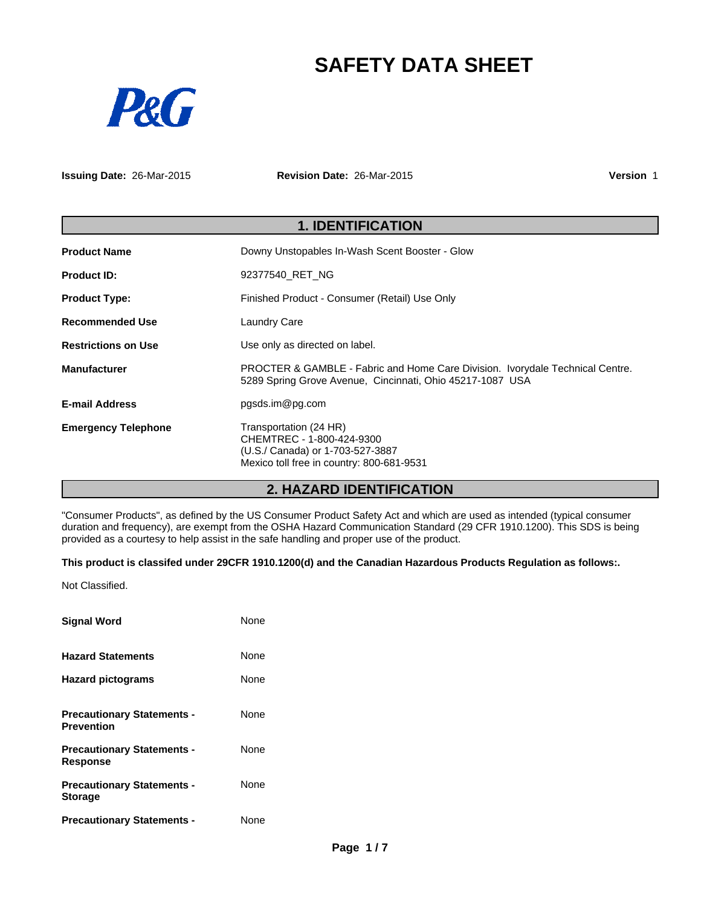# SAFETY DATA SHEET

**Issuing Date:** 26-Mar-2015 **Revision Date:** 26-Mar-2015 **Version** 1

## 1. IDENTIFICATION

| | |
|---|---|
| **Product Name** | Downy Unstopables In-Wash Scent Booster - Glow |
| **Product ID:** | 92377540_RET_NG |
| **Product Type:** | Finished Product - Consumer (Retail) Use Only |
| **Recommended Use** | Laundry Care |
| **Restrictions on Use** | Use only as directed on label. |
| **Manufacturer** | PROCTER & GAMBLE - Fabric and Home Care Division. Ivorydale Technical Centre. 5289 Spring Grove Avenue, Cincinnati, Ohio 45217-1087 USA |
| **E-mail Address** | pgsds.im@pg.com |
| **Emergency Telephone** | Transportation (24 HR)<br>CHEMTREC - 1-800-424-9300<br>(U.S./ Canada) or 1-703-527-3887<br>Mexico toll free in country: 800-681-9531 |

## 2. HAZARD IDENTIFICATION

"Consumer Products", as defined by the US Consumer Product Safety Act and which are used as intended (typical consumer duration and frequency), are exempt from the OSHA Hazard Communication Standard (29 CFR 1910.1200). This SDS is being provided as a courtesy to help assist in the safe handling and proper use of the product.

**This product is classifed under 29CFR 1910.1200(d) and the Canadian Hazardous Products Regulation as follows:.**

Not Classified.

| | |
|---|---|
| **Signal Word** | None |
| **Hazard Statements** | None |
| **Hazard pictograms** | None |
| **Precautionary Statements - Prevention** | None |
| **Precautionary Statements - Response** | None |
| **Precautionary Statements - Storage** | None |
| **Precautionary Statements -** | None |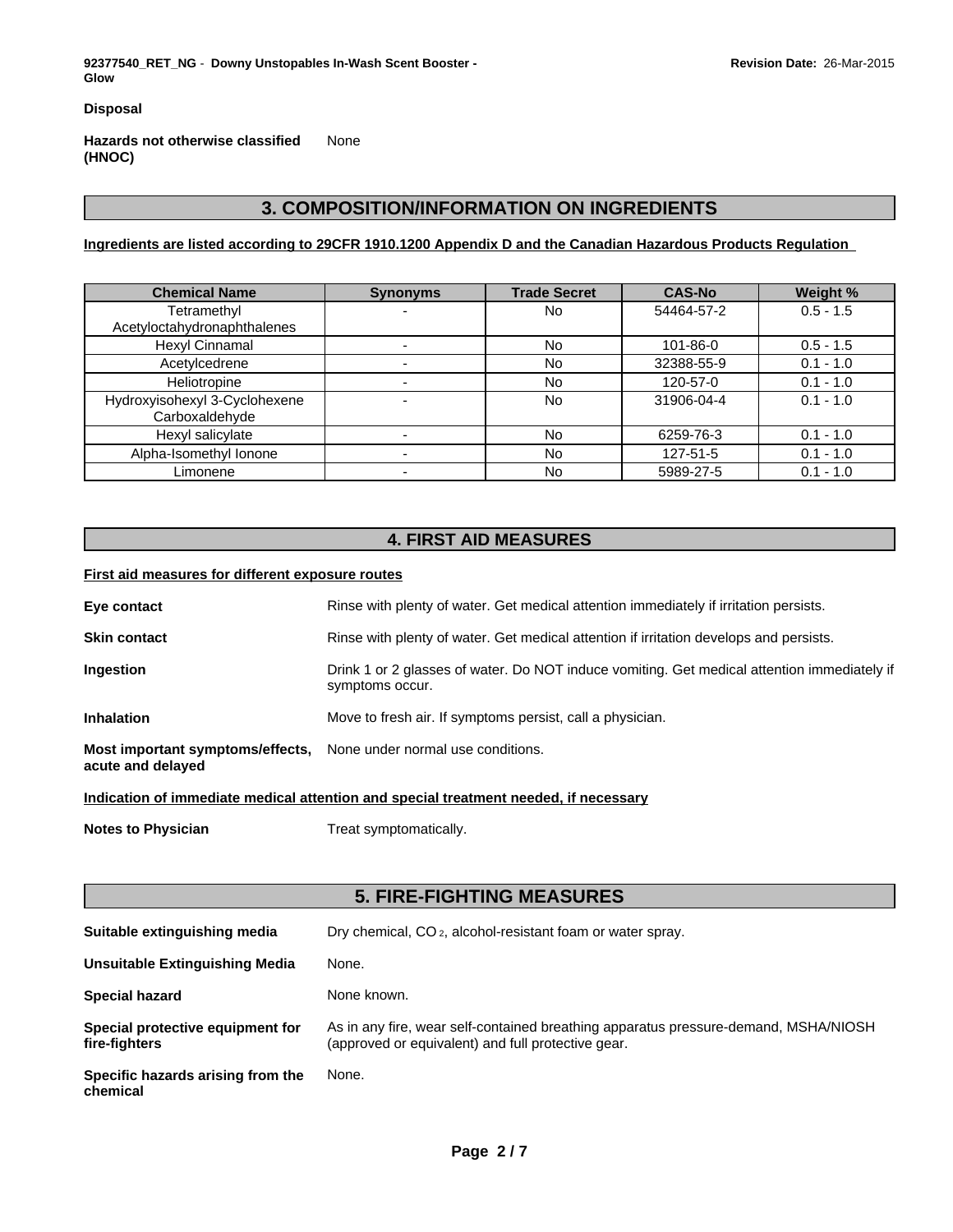**Disposal**

**Hazards not otherwise classified (HNOC)** None

## 3. COMPOSITION/INFORMATION ON INGREDIENTS

**Ingredients are listed according to 29CFR 1910.1200 Appendix D and the Canadian Hazardous Products Regulation**

| Chemical Name | Synonyms | Trade Secret | CAS-No | Weight % |
|---|---|---|---|---|
| Tetramethyl Acetyloctahydronaphthalenes | - | No | 54464-57-2 | 0.5 - 1.5 |
| Hexyl Cinnamal | - | No | 101-86-0 | 0.5 - 1.5 |
| Acetylcedrene | - | No | 32388-55-9 | 0.1 - 1.0 |
| Heliotropine | - | No | 120-57-0 | 0.1 - 1.0 |
| Hydroxyisohexyl 3-Cyclohexene Carboxaldehyde | - | No | 31906-04-4 | 0.1 - 1.0 |
| Hexyl salicylate | - | No | 6259-76-3 | 0.1 - 1.0 |
| Alpha-Isomethyl Ionone | - | No | 127-51-5 | 0.1 - 1.0 |
| Limonene | - | No | 5989-27-5 | 0.1 - 1.0 |

## 4. FIRST AID MEASURES

**First aid measures for different exposure routes**

**Eye contact** Rinse with plenty of water. Get medical attention immediately if irritation persists.

**Skin contact** Rinse with plenty of water. Get medical attention if irritation develops and persists.

**Ingestion** Drink 1 or 2 glasses of water. Do NOT induce vomiting. Get medical attention immediately if symptoms occur.

**Inhalation** Move to fresh air. If symptoms persist, call a physician.

**Most important symptoms/effects, acute and delayed** None under normal use conditions.

**Indication of immediate medical attention and special treatment needed, if necessary**

**Notes to Physician** Treat symptomatically.

## 5. FIRE-FIGHTING MEASURES

**Suitable extinguishing media** Dry chemical, $CO_2$, alcohol-resistant foam or water spray.

**Unsuitable Extinguishing Media** None.

**Special hazard** None known.

**Special protective equipment for fire-fighters** As in any fire, wear self-contained breathing apparatus pressure-demand, MSHA/NIOSH (approved or equivalent) and full protective gear.

**Specific hazards arising from the chemical** None.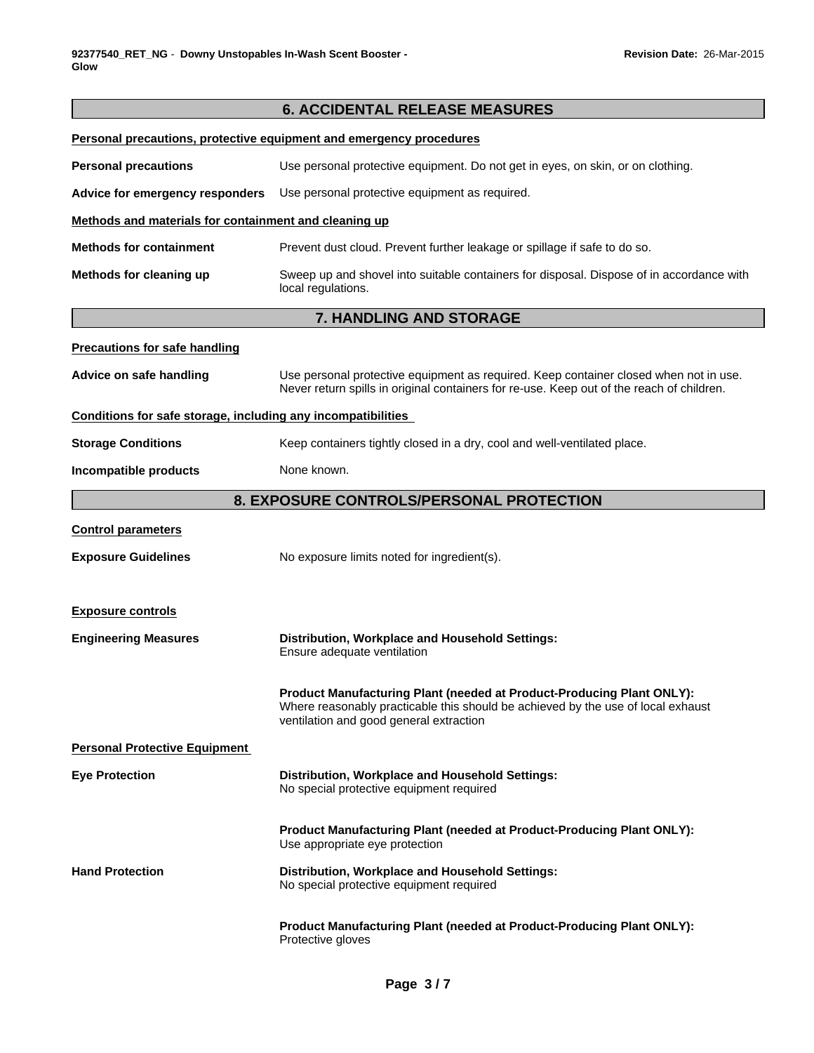## 6. ACCIDENTAL RELEASE MEASURES

**Personal precautions, protective equipment and emergency procedures**

**Personal precautions** Use personal protective equipment. Do not get in eyes, on skin, or on clothing.

**Advice for emergency responders** Use personal protective equipment as required.

**Methods and materials for containment and cleaning up**

**Methods for containment** Prevent dust cloud. Prevent further leakage or spillage if safe to do so.

**Methods for cleaning up** Sweep up and shovel into suitable containers for disposal. Dispose of in accordance with local regulations.

## 7. HANDLING AND STORAGE

**Precautions for safe handling**

**Advice on safe handling** Use personal protective equipment as required. Keep container closed when not in use. Never return spills in original containers for re-use. Keep out of the reach of children.

**Conditions for safe storage, including any incompatibilities**

**Storage Conditions** Keep containers tightly closed in a dry, cool and well-ventilated place.

**Incompatible products** None known.

## 8. EXPOSURE CONTROLS/PERSONAL PROTECTION

**Control parameters**

**Exposure Guidelines** No exposure limits noted for ingredient(s).

**Exposure controls**

**Engineering Measures**

**Distribution, Workplace and Household Settings:**
Ensure adequate ventilation

**Product Manufacturing Plant (needed at Product-Producing Plant ONLY):**
Where reasonably practicable this should be achieved by the use of local exhaust ventilation and good general extraction

**Personal Protective Equipment**

**Eye Protection**

**Distribution, Workplace and Household Settings:**
No special protective equipment required

**Product Manufacturing Plant (needed at Product-Producing Plant ONLY):**
Use appropriate eye protection

**Hand Protection**

**Distribution, Workplace and Household Settings:**
No special protective equipment required

**Product Manufacturing Plant (needed at Product-Producing Plant ONLY):**
Protective gloves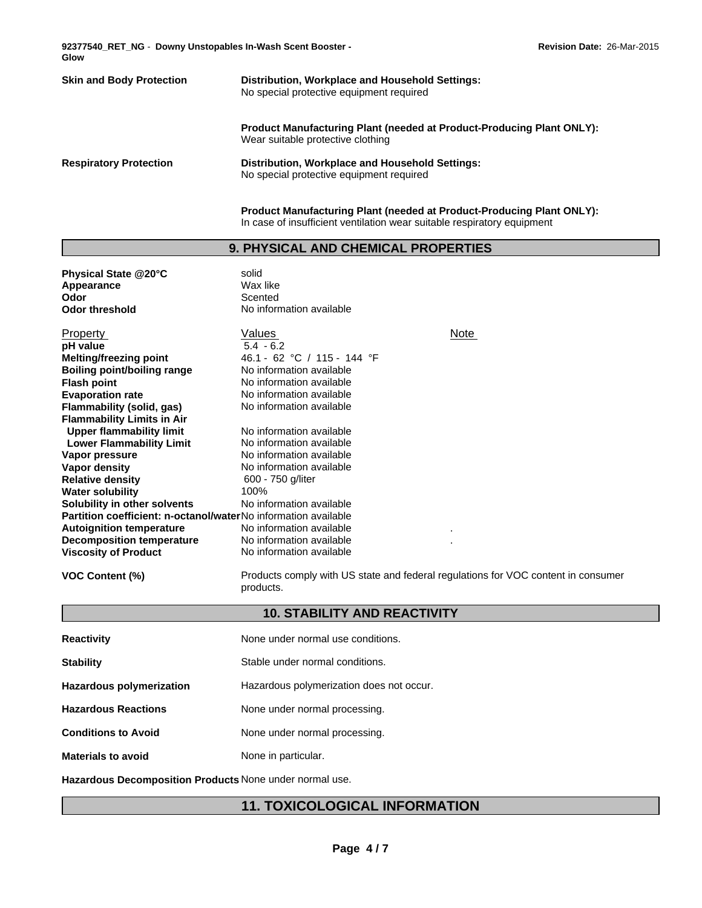| | |
|---|---|
| **Skin and Body Protection** | **Distribution, Workplace and Household Settings:** No special protective equipment required |
| | **Product Manufacturing Plant (needed at Product-Producing Plant ONLY):** Wear suitable protective clothing |
| **Respiratory Protection** | **Distribution, Workplace and Household Settings:** No special protective equipment required |
| | **Product Manufacturing Plant (needed at Product-Producing Plant ONLY):** In case of insufficient ventilation wear suitable respiratory equipment |

## 9. PHYSICAL AND CHEMICAL PROPERTIES

| | |
|---|---|
| **Physical State @20°C** | solid |
| **Appearance** | Wax like |
| **Odor** | Scented |
| **Odor threshold** | No information available |

| Property | Values | Note |
|---|---|---|
| **pH value** | 5.4 - 6.2 | |
| **Melting/freezing point** | 46.1 - 62 °C / 115 - 144 °F | |
| **Boiling point/boiling range** | No information available | |
| **Flash point** | No information available | |
| **Evaporation rate** | No information available | |
| **Flammability (solid, gas)** | No information available | |
| **Flammability Limits in Air** | | |
| **Upper flammability limit** | No information available | |
| **Lower Flammability Limit** | No information available | |
| **Vapor pressure** | No information available | |
| **Vapor density** | No information available | |
| **Relative density** | 600 - 750 g/liter | |
| **Water solubility** | 100% | |
| **Solubility in other solvents** | No information available | |
| **Partition coefficient: n-octanol/water** | No information available | |
| **Autoignition temperature** | No information available | . |
| **Decomposition temperature** | No information available | . |
| **Viscosity of Product** | No information available | |

| | |
|---|---|
| **VOC Content (%)** | Products comply with US state and federal regulations for VOC content in consumer products. |

## 10. STABILITY AND REACTIVITY

| | |
|---|---|
| **Reactivity** | None under normal use conditions. |
| **Stability** | Stable under normal conditions. |
| **Hazardous polymerization** | Hazardous polymerization does not occur. |
| **Hazardous Reactions** | None under normal processing. |
| **Conditions to Avoid** | None under normal processing. |
| **Materials to avoid** | None in particular. |
| **Hazardous Decomposition Products** | None under normal use. |

## 11. TOXICOLOGICAL INFORMATION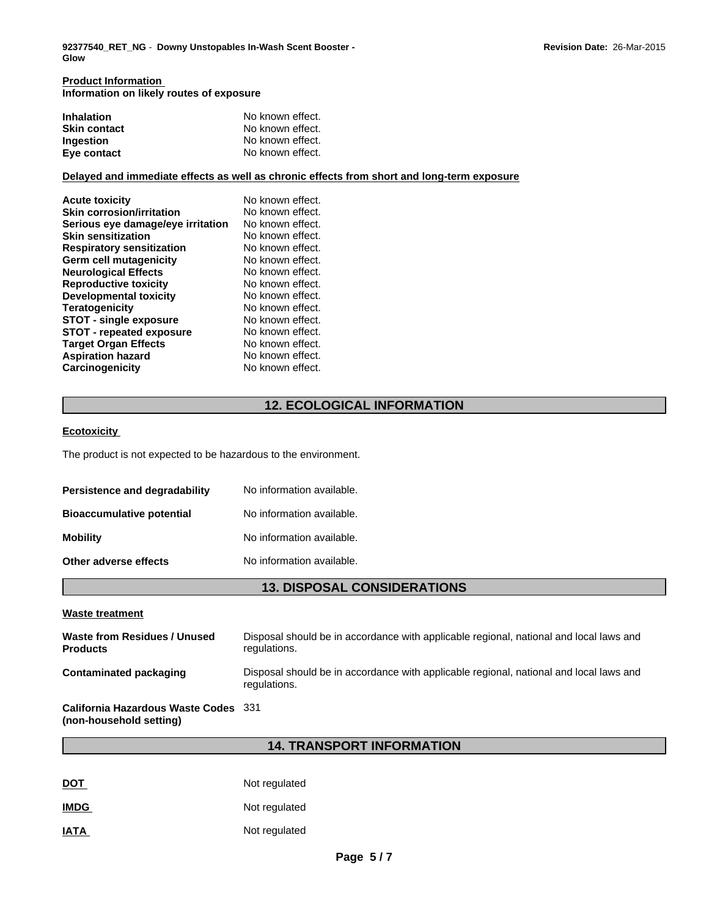**Product Information**

**Information on likely routes of exposure**

| | |
|---|---|
| **Inhalation** | No known effect. |
| **Skin contact** | No known effect. |
| **Ingestion** | No known effect. |
| **Eye contact** | No known effect. |

**Delayed and immediate effects as well as chronic effects from short and long-term exposure**

| | |
|---|---|
| **Acute toxicity** | No known effect. |
| **Skin corrosion/irritation** | No known effect. |
| **Serious eye damage/eye irritation** | No known effect. |
| **Skin sensitization** | No known effect. |
| **Respiratory sensitization** | No known effect. |
| **Germ cell mutagenicity** | No known effect. |
| **Neurological Effects** | No known effect. |
| **Reproductive toxicity** | No known effect. |
| **Developmental toxicity** | No known effect. |
| **Teratogenicity** | No known effect. |
| **STOT - single exposure** | No known effect. |
| **STOT - repeated exposure** | No known effect. |
| **Target Organ Effects** | No known effect. |
| **Aspiration hazard** | No known effect. |
| **Carcinogenicity** | No known effect. |

## 12. ECOLOGICAL INFORMATION

**Ecotoxicity**

The product is not expected to be hazardous to the environment.

| | |
|---|---|
| **Persistence and degradability** | No information available. |
| **Bioaccumulative potential** | No information available. |
| **Mobility** | No information available. |
| **Other adverse effects** | No information available. |

## 13. DISPOSAL CONSIDERATIONS

**Waste treatment**

| | |
|---|---|
| **Waste from Residues / Unused Products** | Disposal should be in accordance with applicable regional, national and local laws and regulations. |
| **Contaminated packaging** | Disposal should be in accordance with applicable regional, national and local laws and regulations. |
| **California Hazardous Waste Codes (non-household setting)** | 331 |

## 14. TRANSPORT INFORMATION

| | |
|---|---|
| **DOT** | Not regulated |
| **IMDG** | Not regulated |
| **IATA** | Not regulated |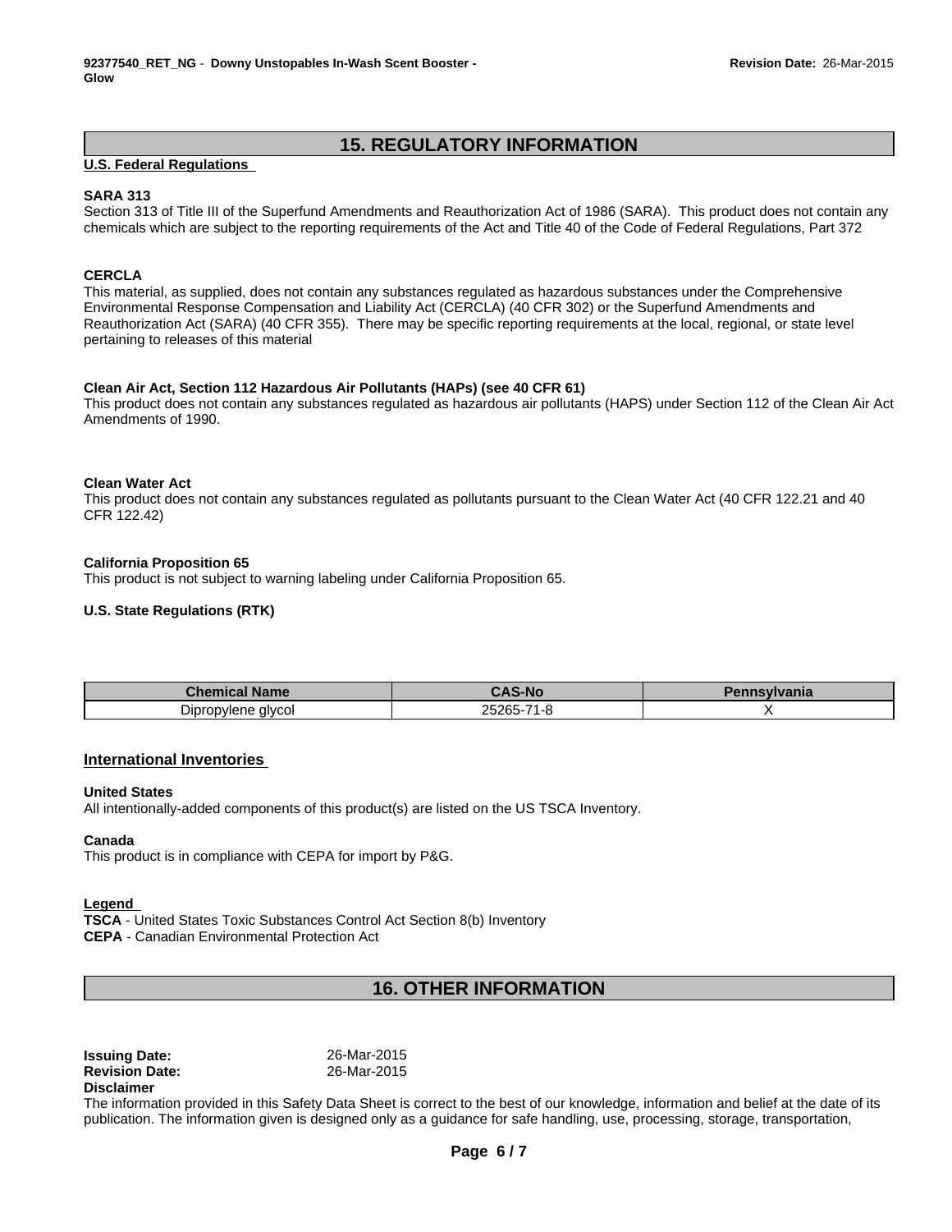## 15. REGULATORY INFORMATION

**U.S. Federal Regulations**

**SARA 313**

Section 313 of Title III of the Superfund Amendments and Reauthorization Act of 1986 (SARA). This product does not contain any chemicals which are subject to the reporting requirements of the Act and Title 40 of the Code of Federal Regulations, Part 372

**CERCLA**

This material, as supplied, does not contain any substances regulated as hazardous substances under the Comprehensive Environmental Response Compensation and Liability Act (CERCLA) (40 CFR 302) or the Superfund Amendments and Reauthorization Act (SARA) (40 CFR 355). There may be specific reporting requirements at the local, regional, or state level pertaining to releases of this material

**Clean Air Act, Section 112 Hazardous Air Pollutants (HAPs) (see 40 CFR 61)**

This product does not contain any substances regulated as hazardous air pollutants (HAPS) under Section 112 of the Clean Air Act Amendments of 1990.

**Clean Water Act**

This product does not contain any substances regulated as pollutants pursuant to the Clean Water Act (40 CFR 122.21 and 40 CFR 122.42)

**California Proposition 65**

This product is not subject to warning labeling under California Proposition 65.

**U.S. State Regulations (RTK)**

| Chemical Name | CAS-No | Pennsylvania |
|---|---|---|
| Dipropylene glycol | 25265-71-8 | X |

**International Inventories**

**United States**

All intentionally-added components of this product(s) are listed on the US TSCA Inventory.

**Canada**

This product is in compliance with CEPA for import by P&G.

**Legend**

**TSCA** - United States Toxic Substances Control Act Section 8(b) Inventory
**CEPA** - Canadian Environmental Protection Act

## 16. OTHER INFORMATION

**Issuing Date:** 26-Mar-2015
**Revision Date:** 26-Mar-2015

**Disclaimer**

The information provided in this Safety Data Sheet is correct to the best of our knowledge, information and belief at the date of its publication. The information given is designed only as a guidance for safe handling, use, processing, storage, transportation,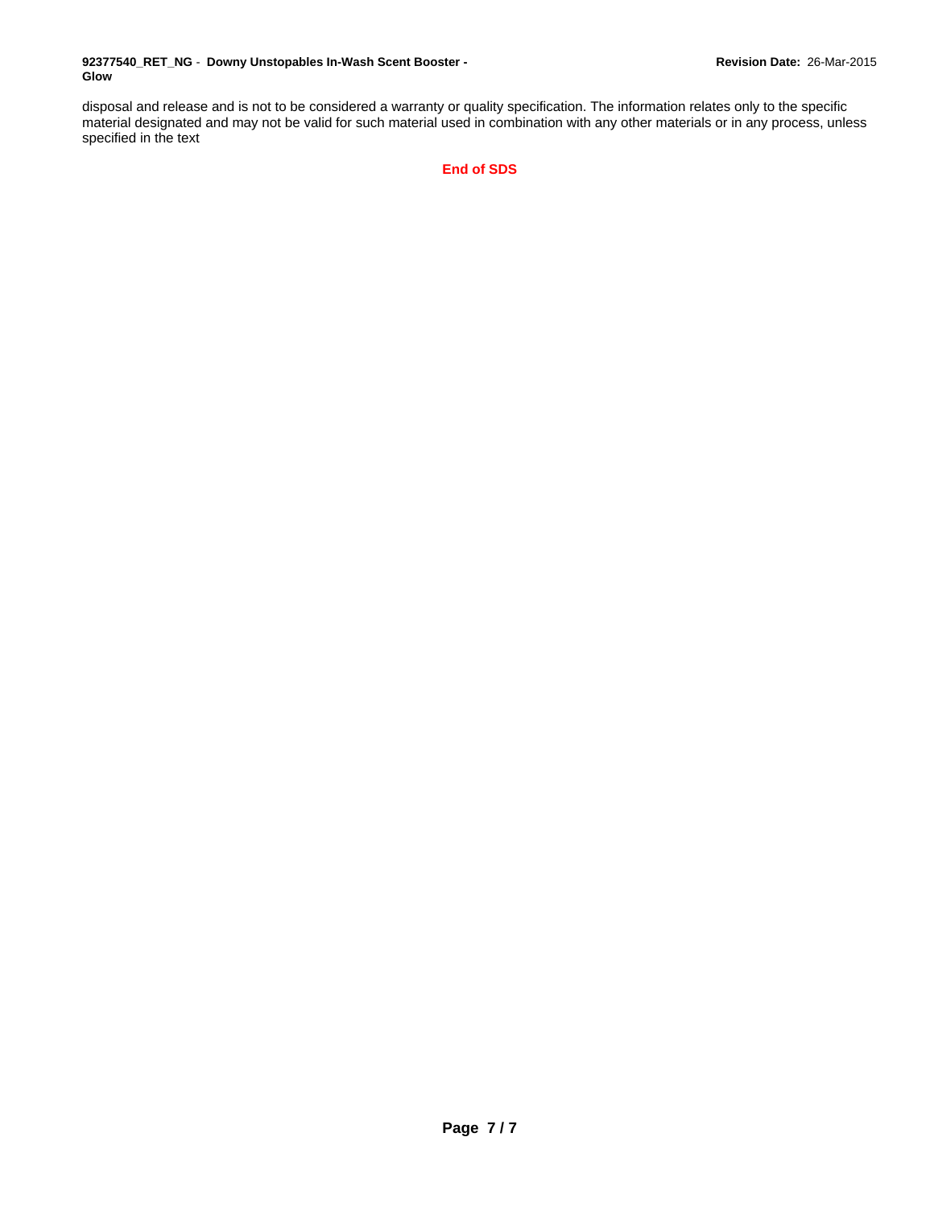disposal and release and is not to be considered a warranty or quality specification. The information relates only to the specific material designated and may not be valid for such material used in combination with any other materials or in any process, unless specified in the text

**End of SDS**